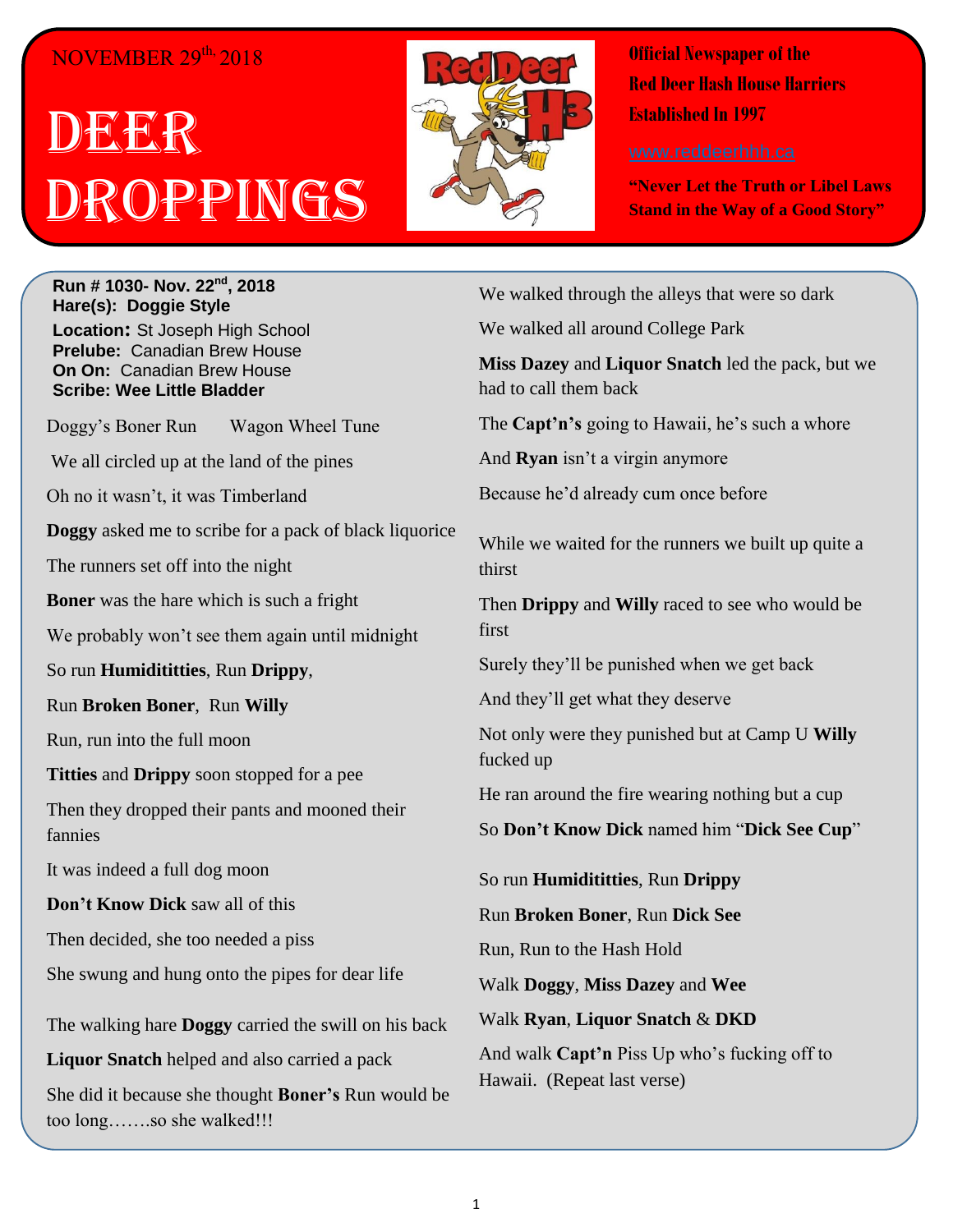NOVEMBER 29th, 2018

# DEER DROPPINGS

**Official Newspaper of the Red Deer Hash House Harriers Established In 1997**

www.reddeerhhh.ca

**"Never Let the Truth or Libel Laws Stand in the Way of a Good Story"**

**Run # 1030- Nov. 22nd, 2018**
**Hare(s): Doggie Style**
**Location:** St Joseph High School
**Prelube:** Canadian Brew House
**On On:** Canadian Brew House
**Scribe: Wee Little Bladder**

Doggy's Boner Run Wagon Wheel Tune

We all circled up at the land of the pines

Oh no it wasn't, it was Timberland

**Doggy** asked me to scribe for a pack of black liquorice

The runners set off into the night

**Boner** was the hare which is such a fright

We probably won't see them again until midnight

So run **Humidititties**, Run **Drippy**,

Run **Broken Boner**, Run **Willy**

Run, run into the full moon

**Titties** and **Drippy** soon stopped for a pee

Then they dropped their pants and mooned their fannies

It was indeed a full dog moon

**Don't Know Dick** saw all of this

Then decided, she too needed a piss

She swung and hung onto the pipes for dear life

The walking hare **Doggy** carried the swill on his back

**Liquor Snatch** helped and also carried a pack

She did it because she thought **Boner's** Run would be too long…….so she walked!!!

We walked through the alleys that were so dark

We walked all around College Park

**Miss Dazey** and **Liquor Snatch** led the pack, but we had to call them back

The **Capt'n's** going to Hawaii, he's such a whore

And **Ryan** isn't a virgin anymore

Because he'd already cum once before

While we waited for the runners we built up quite a thirst

Then **Drippy** and **Willy** raced to see who would be first

Surely they'll be punished when we get back

And they'll get what they deserve

Not only were they punished but at Camp U **Willy** fucked up

He ran around the fire wearing nothing but a cup

So **Don't Know Dick** named him "**Dick See Cup**"

So run **Humidititties**, Run **Drippy**

Run **Broken Boner**, Run **Dick See**

Run, Run to the Hash Hold

Walk **Doggy**, **Miss Dazey** and **Wee**

Walk **Ryan**, **Liquor Snatch** & **DKD**

And walk **Capt'n** Piss Up who's fucking off to Hawaii. (Repeat last verse)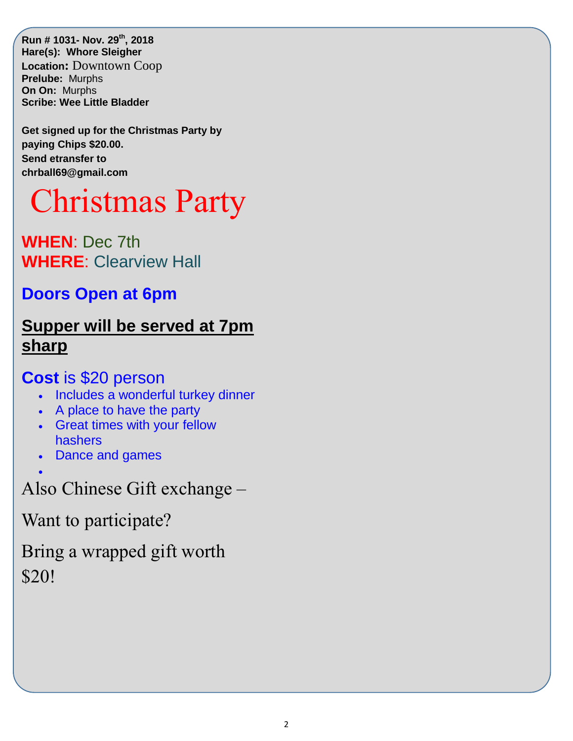**Run # 1031- Nov. 29th, 2018**
**Hare(s): Whore Sleigher**
**Location:** Downtown Coop
**Prelube:** Murphs
**On On:** Murphs
**Scribe: Wee Little Bladder**

**Get signed up for the Christmas Party by paying Chips $20.00.**
**Send etransfer to chrball69@gmail.com**

# Christmas Party

**WHEN**: Dec 7th
**WHERE**: Clearview Hall

## Doors Open at 6pm

## Supper will be served at 7pm sharp

**Cost** is $20 person

- Includes a wonderful turkey dinner
- A place to have the party
- Great times with your fellow hashers
- Dance and games

Also Chinese Gift exchange –

Want to participate?

Bring a wrapped gift worth $20!